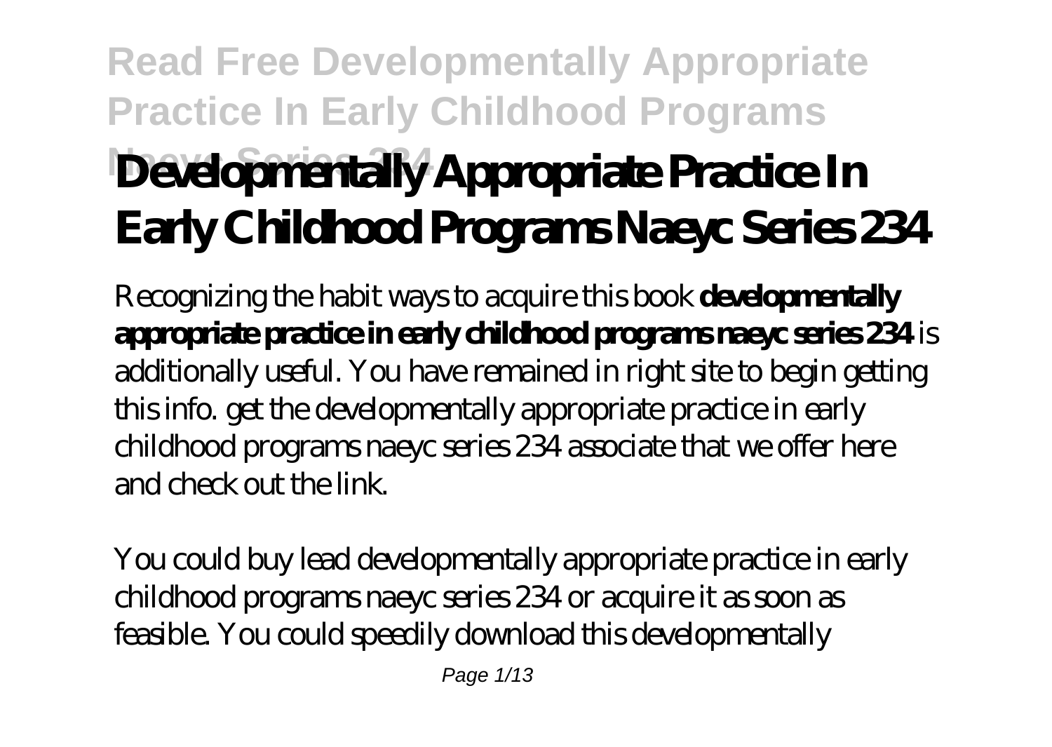# Developmentally Appropriate Practice In Early Childhood Programs Naeyc Series 234

Recognizing the habit ways to acquire this book **developmentally appropriate practice in early childhood programs naeyc series 234** is additionally useful. You have remained in right site to begin getting this info. get the developmentally appropriate practice in early childhood programs naeyc series 234 associate that we offer here and check out the link.

You could buy lead developmentally appropriate practice in early childhood programs naeyc series 234 or acquire it as soon as feasible. You could speedily download this developmentally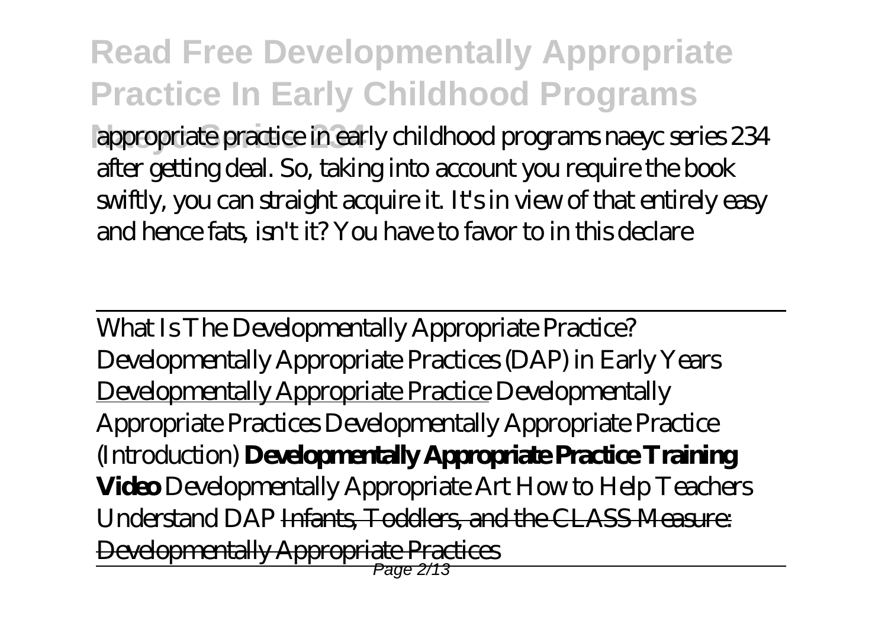appropriate practice in early childhood programs naeyc series 234 after getting deal. So, taking into account you require the book swiftly, you can straight acquire it. It's in view of that entirely easy and hence fats, isn't it? You have to favor to in this declare

---

What Is The Developmentally Appropriate Practice? Developmentally Appropriate Practices (DAP) in Early Years Developmentally Appropriate Practice Developmentally Appropriate Practices Developmentally Appropriate Practice (Introduction) **Developmentally Appropriate Practice Training Video** Developmentally Appropriate Art How to Help Teachers Understand DAP ~~Infants, Toddlers, and the CLASS Measure: Developmentally Appropriate Practices~~

---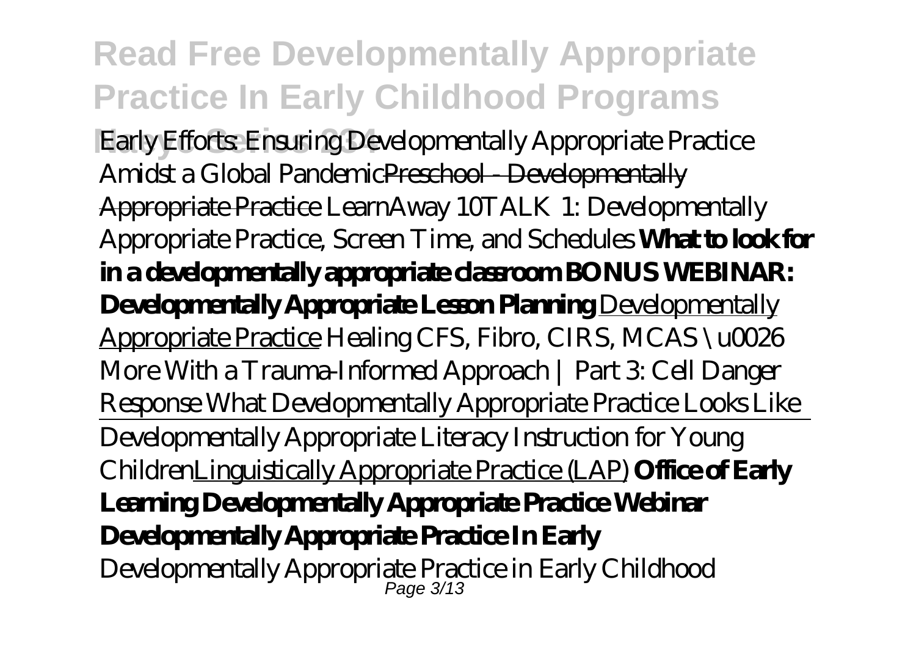*Early Efforts: Ensuring Developmentally Appropriate Practice Amidst a Global Pandemic*Preschool - Developmentally Appropriate Practice *LearnAway 10TALK 1: Developmentally Appropriate Practice, Screen Time, and Schedules* **What to look for in a developmentally appropriate classroom BONUS WEBINAR: Developmentally Appropriate Lesson Planning** Developmentally Appropriate Practice *Healing CFS, Fibro, CIRS, MCAS \u0026 More With a Trauma-Informed Approach | Part 3: Cell Danger Response What Developmentally Appropriate Practice Looks Like*

Developmentally Appropriate Literacy Instruction for Young ChildrenLinguistically Appropriate Practice (LAP) **Office of Early Learning Developmentally Appropriate Practice Webinar**

**Developmentally Appropriate Practice In Early**

Developmentally Appropriate Practice in Early Childhood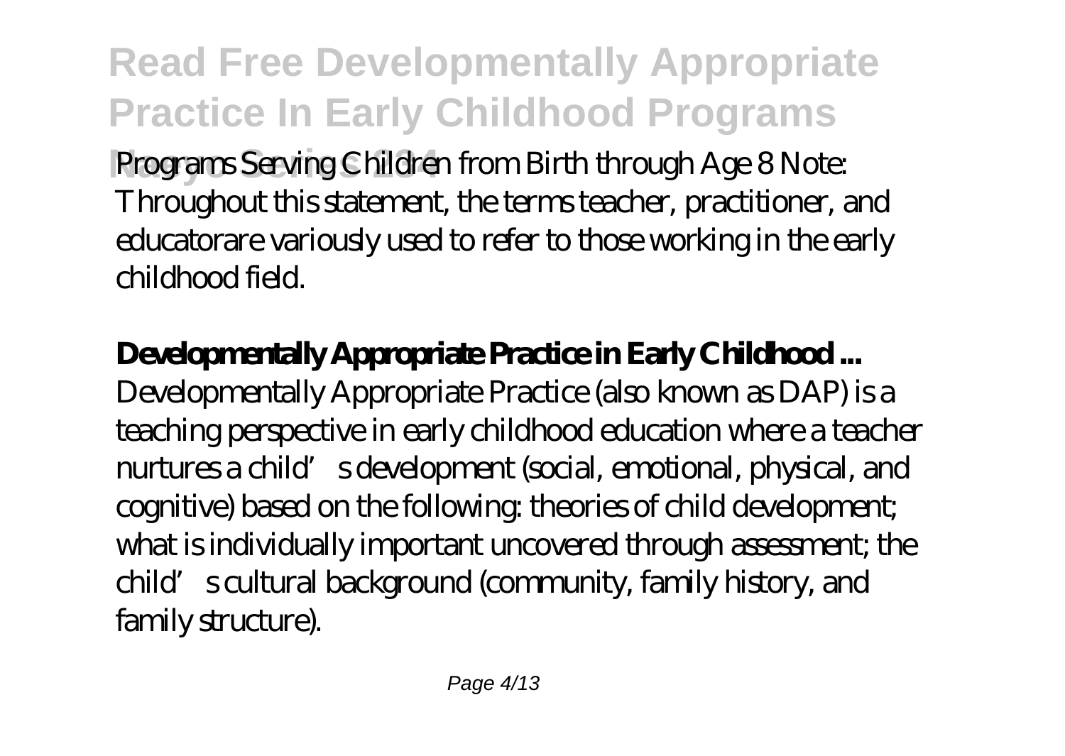Programs Serving Children from Birth through Age 8 Note: Throughout this statement, the terms teacher, practitioner, and educatorare variously used to refer to those working in the early childhood field.

**Developmentally Appropriate Practice in Early Childhood ...**

Developmentally Appropriate Practice (also known as DAP) is a teaching perspective in early childhood education where a teacher nurtures a child's development (social, emotional, physical, and cognitive) based on the following: theories of child development; what is individually important uncovered through assessment; the child's cultural background (community, family history, and family structure).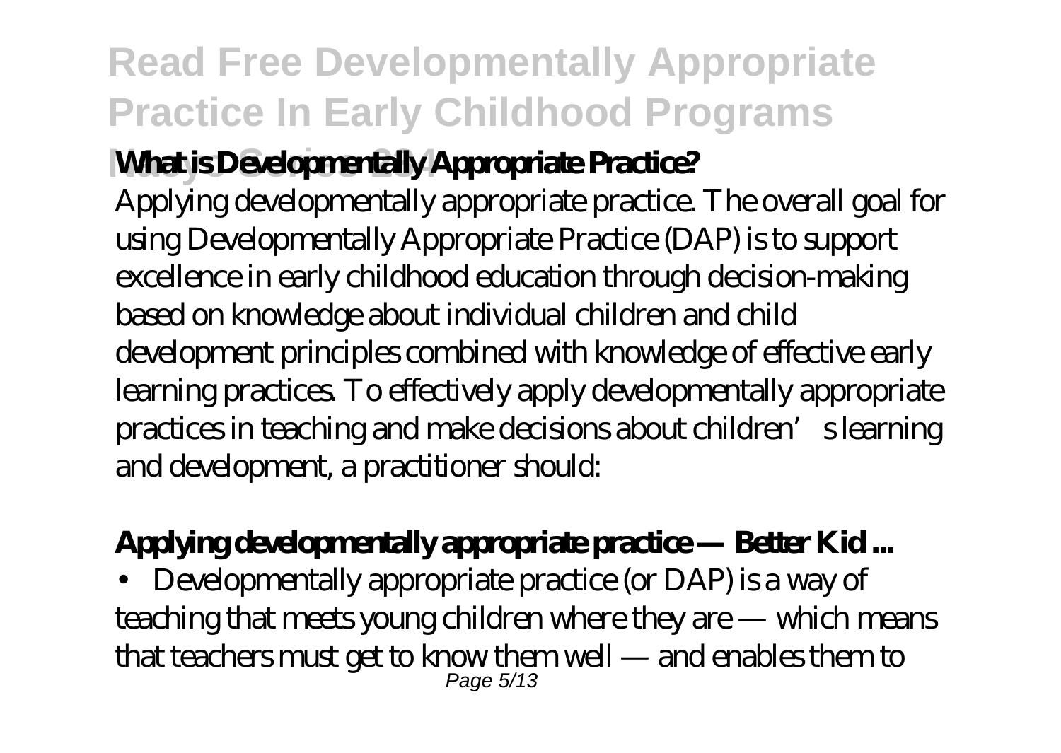**What is Developmentally Appropriate Practice?**

Applying developmentally appropriate practice. The overall goal for using Developmentally Appropriate Practice (DAP) is to support excellence in early childhood education through decision-making based on knowledge about individual children and child development principles combined with knowledge of effective early learning practices. To effectively apply developmentally appropriate practices in teaching and make decisions about children's learning and development, a practitioner should:

**Applying developmentally appropriate practice — Better Kid ...**

• Developmentally appropriate practice (or DAP) is a way of teaching that meets young children where they are — which means that teachers must get to know them well — and enables them to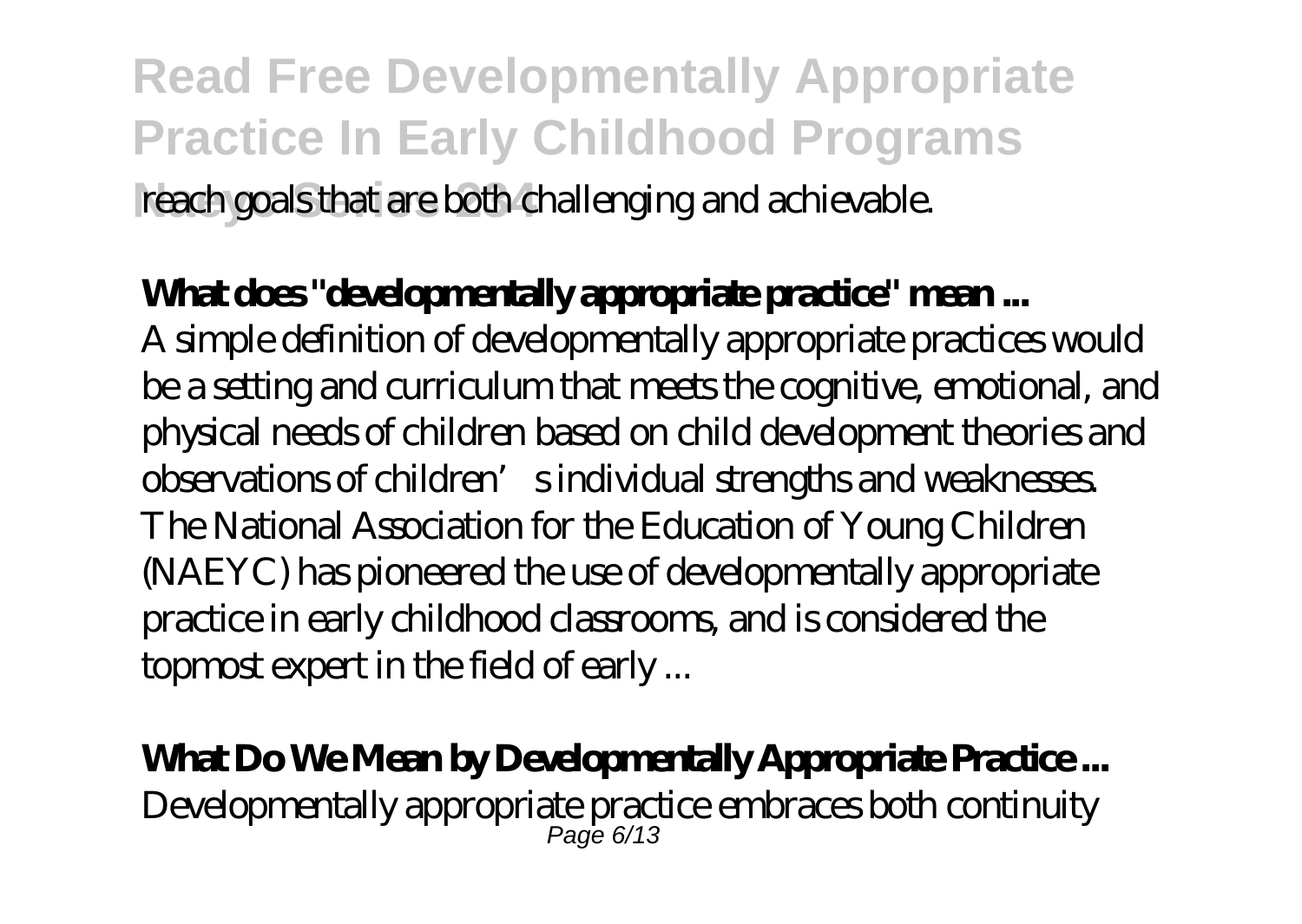reach goals that are both challenging and achievable.

**What does "developmentally appropriate practice" mean ...**

A simple definition of developmentally appropriate practices would be a setting and curriculum that meets the cognitive, emotional, and physical needs of children based on child development theories and observations of children's individual strengths and weaknesses. The National Association for the Education of Young Children (NAEYC) has pioneered the use of developmentally appropriate practice in early childhood classrooms, and is considered the topmost expert in the field of early ...

**What Do We Mean by Developmentally Appropriate Practice ...**

Developmentally appropriate practice embraces both continuity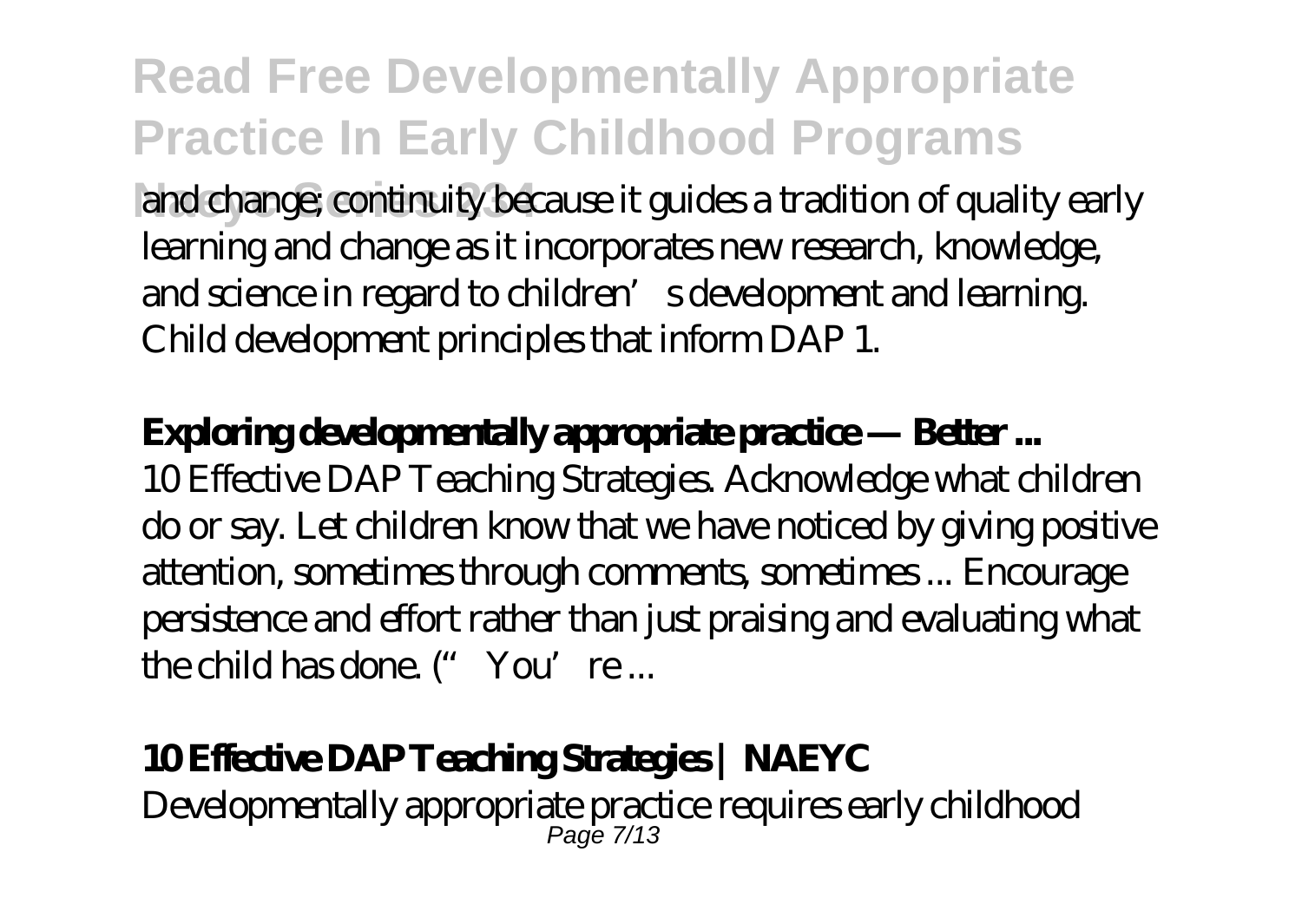and change; continuity because it guides a tradition of quality early learning and change as it incorporates new research, knowledge, and science in regard to children's development and learning. Child development principles that inform DAP 1.

**Exploring developmentally appropriate practice — Better ...**

10 Effective DAP Teaching Strategies. Acknowledge what children do or say. Let children know that we have noticed by giving positive attention, sometimes through comments, sometimes ... Encourage persistence and effort rather than just praising and evaluating what the child has done. (" You're ...

**10 Effective DAP Teaching Strategies | NAEYC**

Developmentally appropriate practice requires early childhood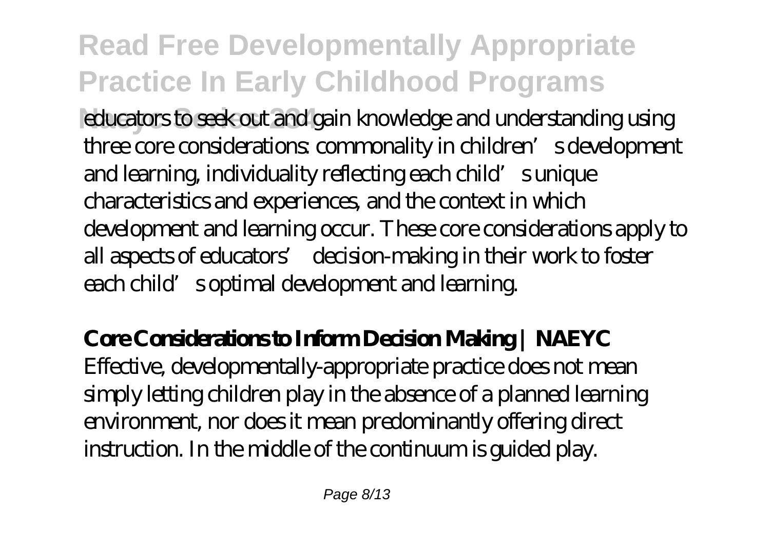educators to seek out and gain knowledge and understanding using three core considerations: commonality in children's development and learning, individuality reflecting each child's unique characteristics and experiences, and the context in which development and learning occur. These core considerations apply to all aspects of educators' decision-making in their work to foster each child's optimal development and learning.

**Core Considerations to Inform Decision Making | NAEYC**

Effective, developmentally-appropriate practice does not mean simply letting children play in the absence of a planned learning environment, nor does it mean predominantly offering direct instruction. In the middle of the continuum is guided play.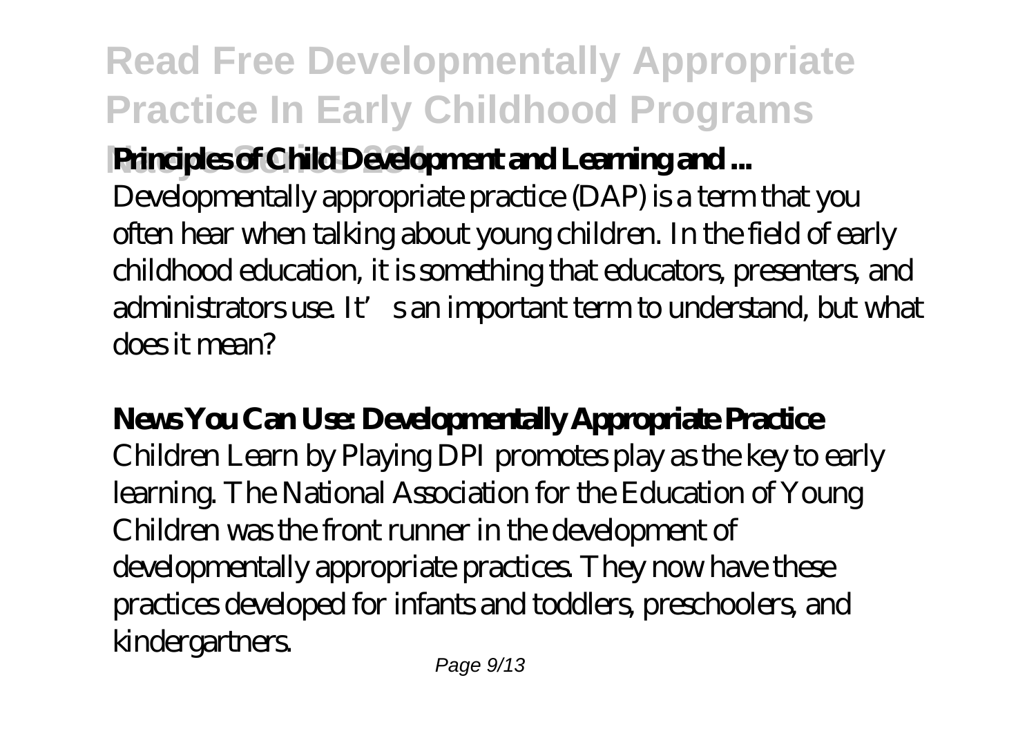**Principles of Child Development and Learning and ...**

Developmentally appropriate practice (DAP) is a term that you often hear when talking about young children. In the field of early childhood education, it is something that educators, presenters, and administrators use. It's an important term to understand, but what does it mean?

**News You Can Use: Developmentally Appropriate Practice**

Children Learn by Playing DPI promotes play as the key to early learning. The National Association for the Education of Young Children was the front runner in the development of developmentally appropriate practices. They now have these practices developed for infants and toddlers, preschoolers, and kindergartners.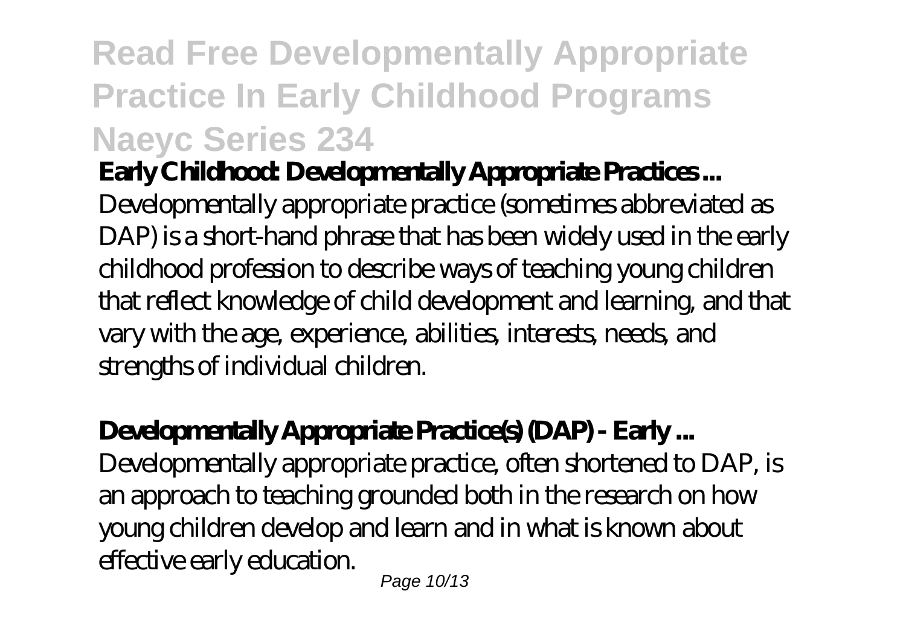**Early Childhood: Developmentally Appropriate Practices ...**

Developmentally appropriate practice (sometimes abbreviated as DAP) is a short-hand phrase that has been widely used in the early childhood profession to describe ways of teaching young children that reflect knowledge of child development and learning, and that vary with the age, experience, abilities, interests, needs, and strengths of individual children.

**Developmentally Appropriate Practice(s) (DAP) - Early ...**

Developmentally appropriate practice, often shortened to DAP, is an approach to teaching grounded both in the research on how young children develop and learn and in what is known about effective early education.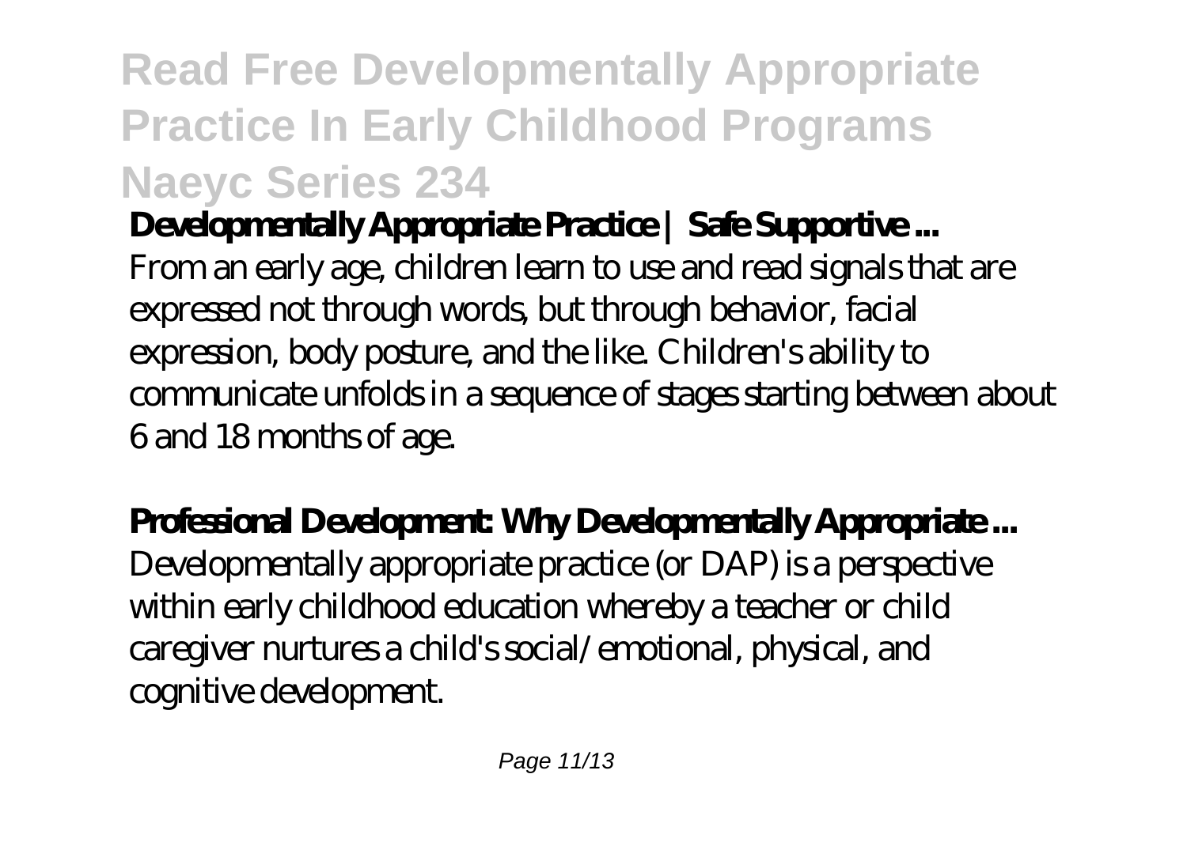**Developmentally Appropriate Practice | Safe Supportive ...**

From an early age, children learn to use and read signals that are expressed not through words, but through behavior, facial expression, body posture, and the like. Children's ability to communicate unfolds in a sequence of stages starting between about 6 and 18 months of age.

**Professional Development: Why Developmentally Appropriate ...**

Developmentally appropriate practice (or DAP) is a perspective within early childhood education whereby a teacher or child caregiver nurtures a child's social/emotional, physical, and cognitive development.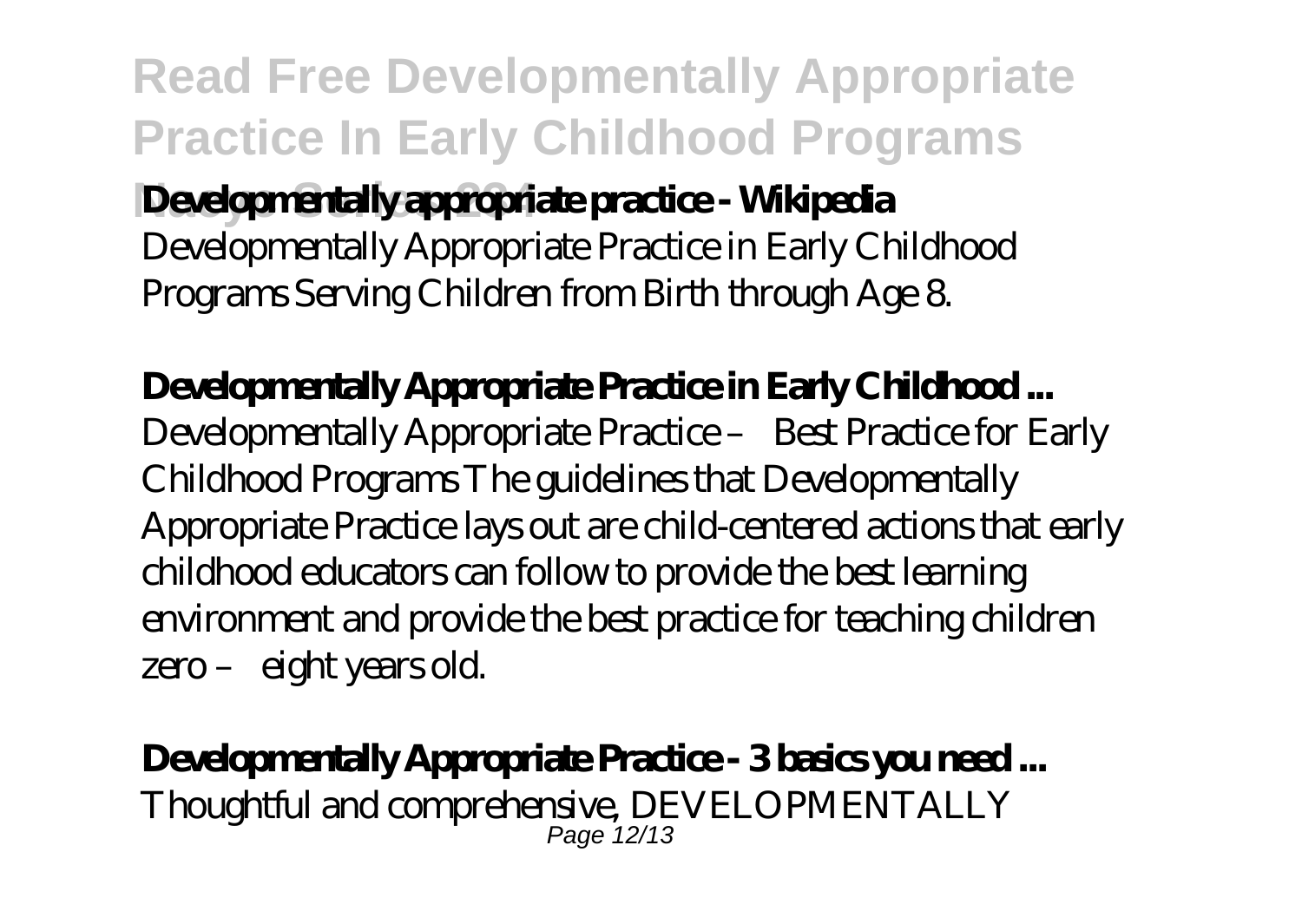**Developmentally appropriate practice - Wikipedia**
Developmentally Appropriate Practice in Early Childhood Programs Serving Children from Birth through Age 8.

**Developmentally Appropriate Practice in Early Childhood ...**
Developmentally Appropriate Practice – Best Practice for Early Childhood Programs The guidelines that Developmentally Appropriate Practice lays out are child-centered actions that early childhood educators can follow to provide the best learning environment and provide the best practice for teaching children zero – eight years old.

**Developmentally Appropriate Practice - 3 basics you need ...**
Thoughtful and comprehensive, DEVELOPMENTALLY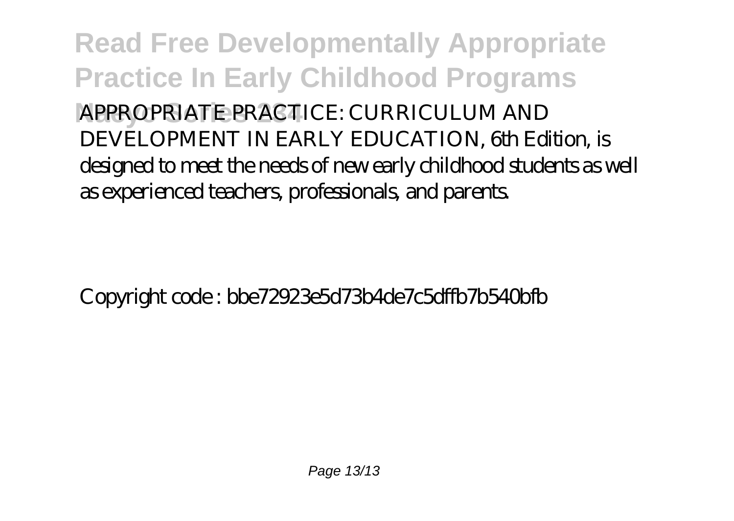APPROPRIATE PRACTICE: CURRICULUM AND DEVELOPMENT IN EARLY EDUCATION, 6th Edition, is designed to meet the needs of new early childhood students as well as experienced teachers, professionals, and parents.

Copyright code : bbe72923e5d73b4de7c5dffb7b540bfb